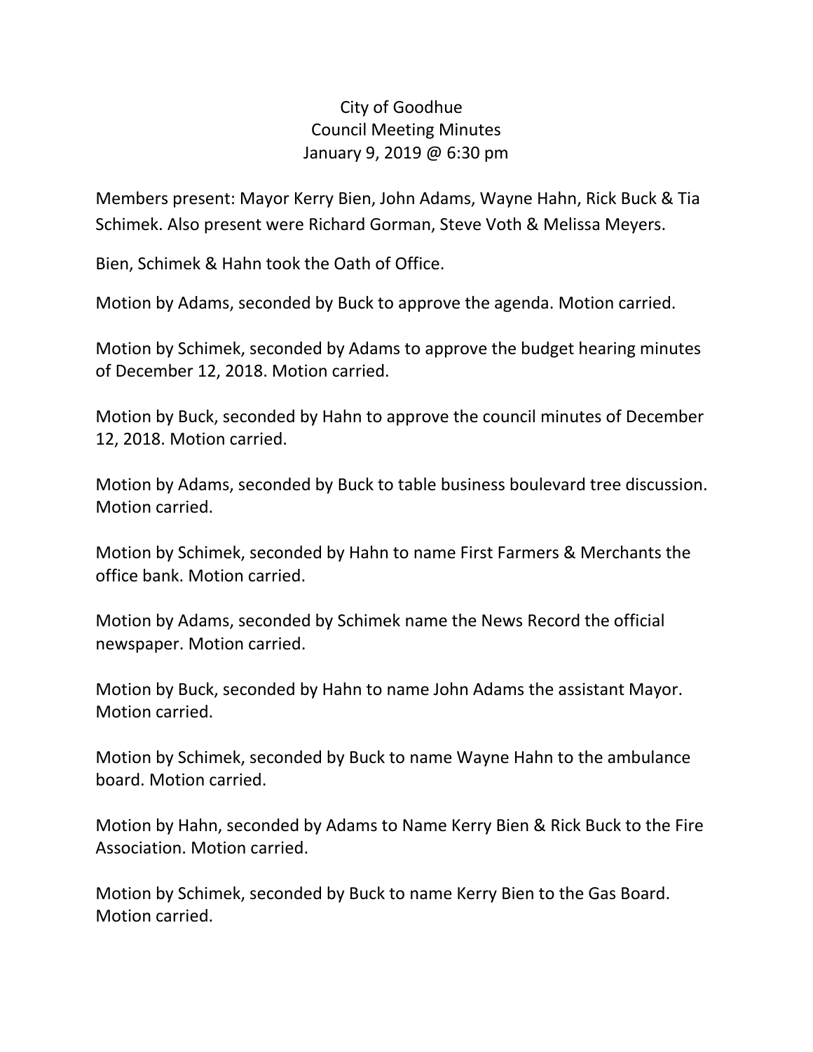# City of Goodhue
## Council Meeting Minutes
### January 9, 2019 @ 6:30 pm

Members present: Mayor Kerry Bien, John Adams, Wayne Hahn, Rick Buck & Tia Schimek. Also present were Richard Gorman, Steve Voth & Melissa Meyers.

Bien, Schimek & Hahn took the Oath of Office.

Motion by Adams, seconded by Buck to approve the agenda. Motion carried.

Motion by Schimek, seconded by Adams to approve the budget hearing minutes of December 12, 2018. Motion carried.

Motion by Buck, seconded by Hahn to approve the council minutes of December 12, 2018. Motion carried.

Motion by Adams, seconded by Buck to table business boulevard tree discussion. Motion carried.

Motion by Schimek, seconded by Hahn to name First Farmers & Merchants the office bank. Motion carried.

Motion by Adams, seconded by Schimek name the News Record the official newspaper. Motion carried.

Motion by Buck, seconded by Hahn to name John Adams the assistant Mayor. Motion carried.

Motion by Schimek, seconded by Buck to name Wayne Hahn to the ambulance board. Motion carried.

Motion by Hahn, seconded by Adams to Name Kerry Bien & Rick Buck to the Fire Association. Motion carried.

Motion by Schimek, seconded by Buck to name Kerry Bien to the Gas Board. Motion carried.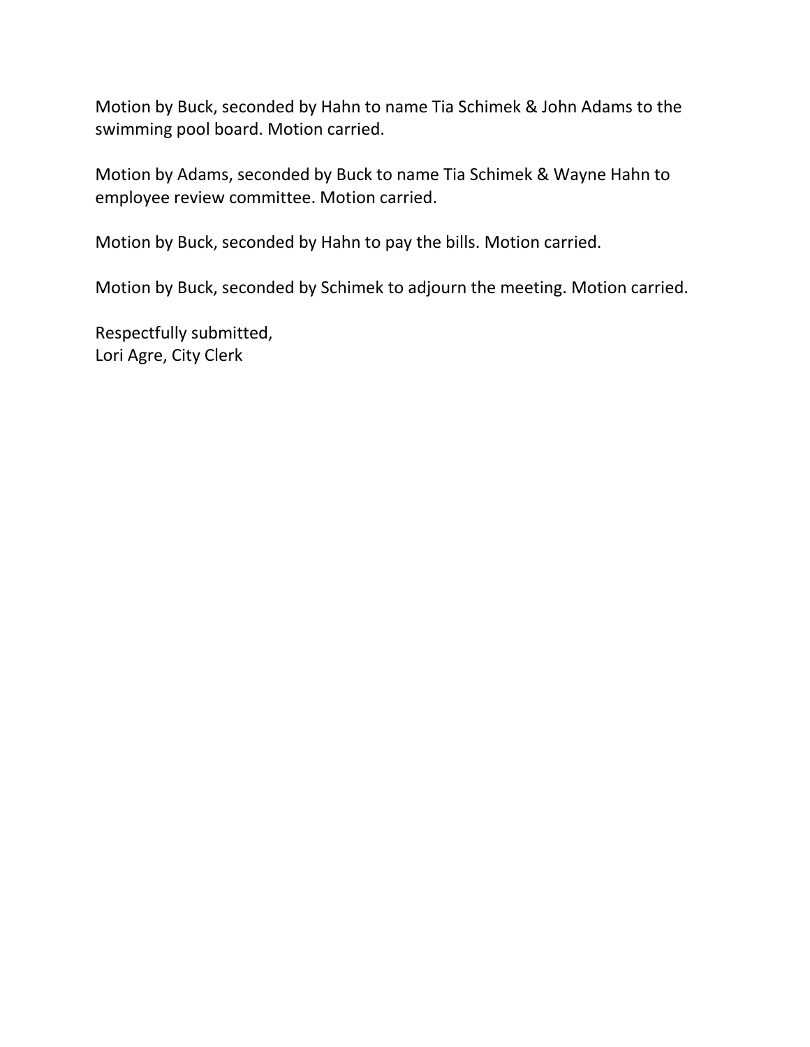Motion by Buck, seconded by Hahn to name Tia Schimek & John Adams to the swimming pool board. Motion carried.

Motion by Adams, seconded by Buck to name Tia Schimek & Wayne Hahn to employee review committee. Motion carried.

Motion by Buck, seconded by Hahn to pay the bills. Motion carried.

Motion by Buck, seconded by Schimek to adjourn the meeting. Motion carried.

Respectfully submitted,  
Lori Agre, City Clerk